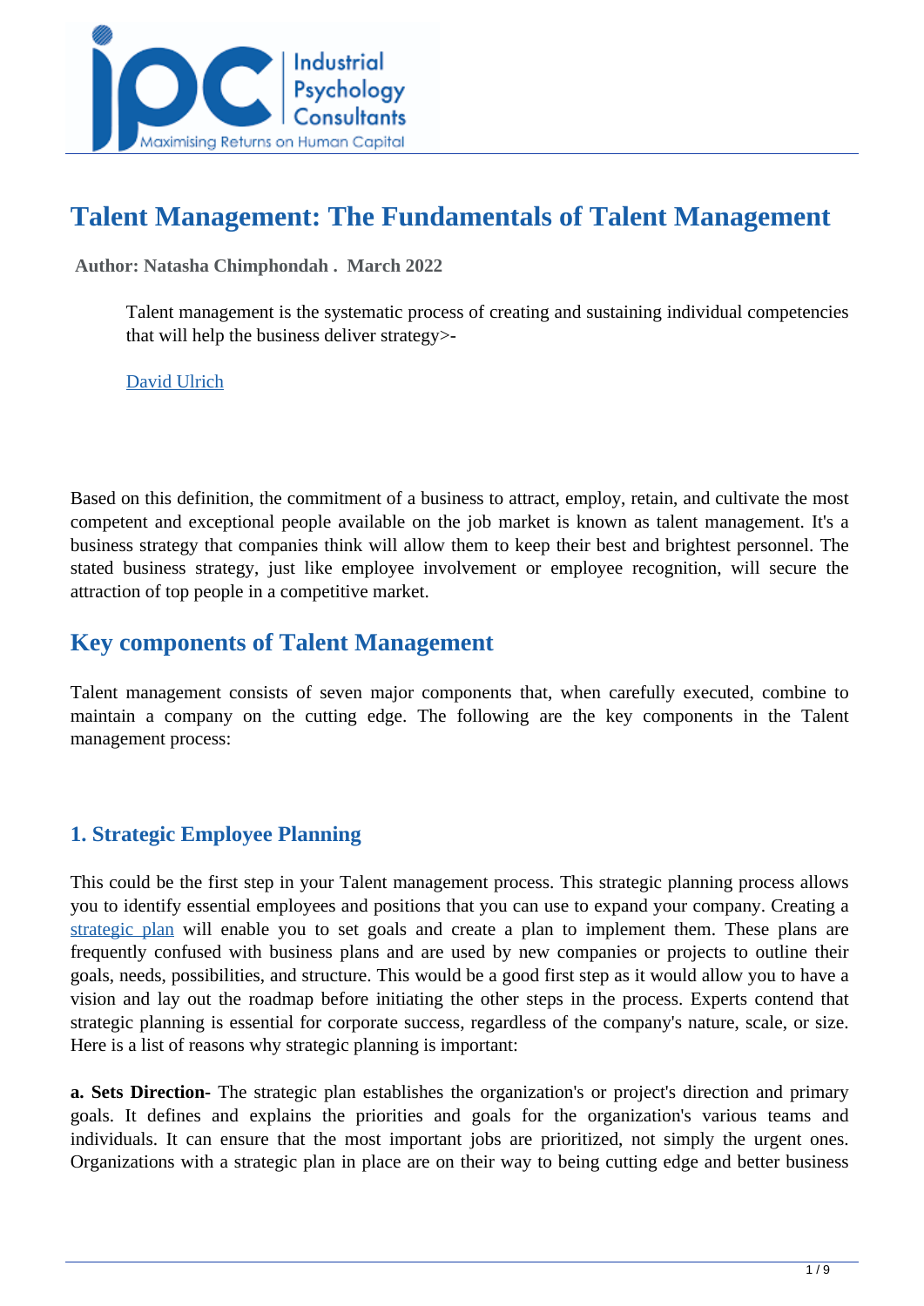# Talent Management: The Fundamentals of Talent Management

**Author: Natasha Chimphondah . March 2022**

> Talent management is the systematic process of creating and sustaining individual competencies that will help the business deliver strategy>-
>
> David Ulrich

Based on this definition, the commitment of a business to attract, employ, retain, and cultivate the most competent and exceptional people available on the job market is known as talent management. It's a business strategy that companies think will allow them to keep their best and brightest personnel. The stated business strategy, just like employee involvement or employee recognition, will secure the attraction of top people in a competitive market.

## Key components of Talent Management

Talent management consists of seven major components that, when carefully executed, combine to maintain a company on the cutting edge. The following are the key components in the Talent management process:

### 1. Strategic Employee Planning

This could be the first step in your Talent management process. This strategic planning process allows you to identify essential employees and positions that you can use to expand your company. Creating a strategic plan will enable you to set goals and create a plan to implement them. These plans are frequently confused with business plans and are used by new companies or projects to outline their goals, needs, possibilities, and structure. This would be a good first step as it would allow you to have a vision and lay out the roadmap before initiating the other steps in the process. Experts contend that strategic planning is essential for corporate success, regardless of the company's nature, scale, or size. Here is a list of reasons why strategic planning is important:

**a. Sets Direction-** The strategic plan establishes the organization's or project's direction and primary goals. It defines and explains the priorities and goals for the organization's various teams and individuals. It can ensure that the most important jobs are prioritized, not simply the urgent ones. Organizations with a strategic plan in place are on their way to being cutting edge and better business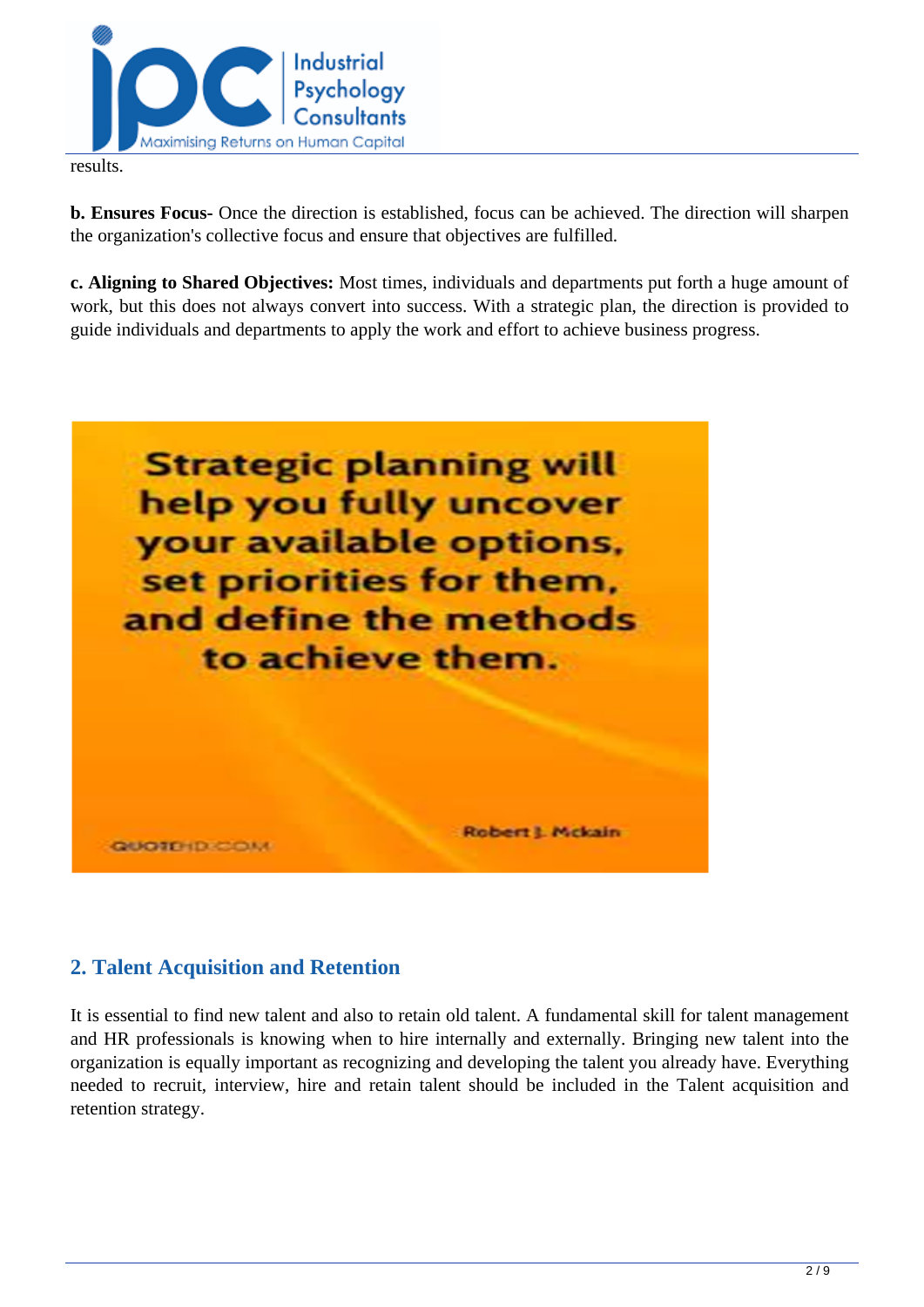results.

**b. Ensures Focus-** Once the direction is established, focus can be achieved. The direction will sharpen the organization's collective focus and ensure that objectives are fulfilled.

**c. Aligning to Shared Objectives:** Most times, individuals and departments put forth a huge amount of work, but this does not always convert into success. With a strategic plan, the direction is provided to guide individuals and departments to apply the work and effort to achieve business progress.

Strategic planning will help you fully uncover your available options, set priorities for them, and define the methods to achieve them.

Robert J. Mckain

QUOTEHD.COM

## 2. Talent Acquisition and Retention

It is essential to find new talent and also to retain old talent. A fundamental skill for talent management and HR professionals is knowing when to hire internally and externally. Bringing new talent into the organization is equally important as recognizing and developing the talent you already have. Everything needed to recruit, interview, hire and retain talent should be included in the Talent acquisition and retention strategy.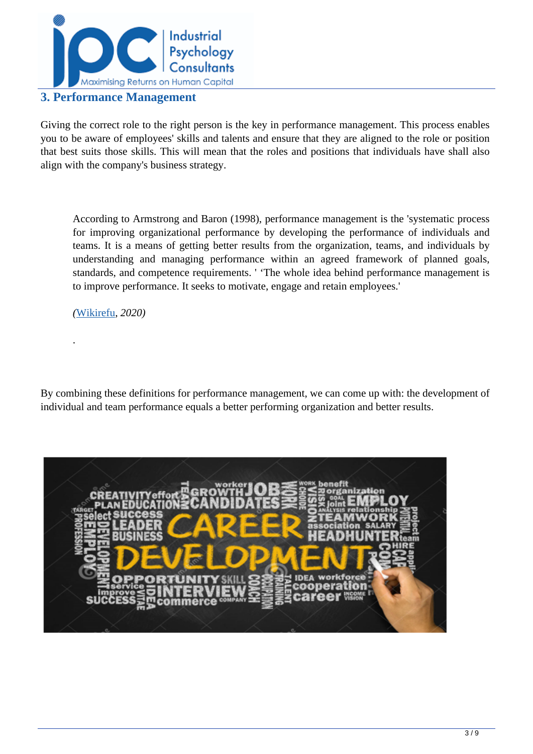## 3. Performance Management

Giving the correct role to the right person is the key in performance management. This process enables you to be aware of employees' skills and talents and ensure that they are aligned to the role or position that best suits those skills. This will mean that the roles and positions that individuals have shall also align with the company's business strategy.

> According to Armstrong and Baron (1998), performance management is the 'systematic process for improving organizational performance by developing the performance of individuals and teams. It is a means of getting better results from the organization, teams, and individuals by understanding and managing performance within an agreed framework of planned goals, standards, and competence requirements. ' 'The whole idea behind performance management is to improve performance. It seeks to motivate, engage and retain employees.'
>
> *(Wikirefu, 2020)*
>
> .

By combining these definitions for performance management, we can come up with: the development of individual and team performance equals a better performing organization and better results.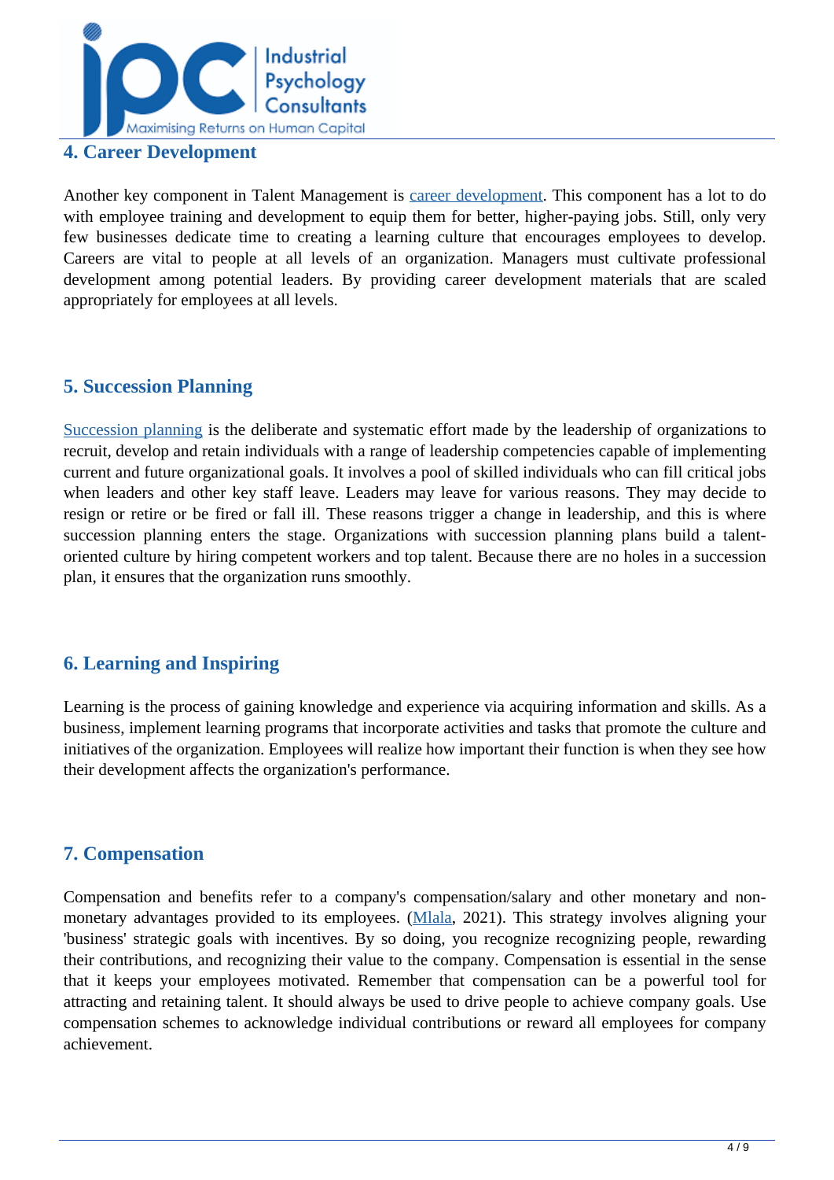## 4. Career Development

Another key component in Talent Management is career development. This component has a lot to do with employee training and development to equip them for better, higher-paying jobs. Still, only very few businesses dedicate time to creating a learning culture that encourages employees to develop. Careers are vital to people at all levels of an organization. Managers must cultivate professional development among potential leaders. By providing career development materials that are scaled appropriately for employees at all levels.

## 5. Succession Planning

Succession planning is the deliberate and systematic effort made by the leadership of organizations to recruit, develop and retain individuals with a range of leadership competencies capable of implementing current and future organizational goals. It involves a pool of skilled individuals who can fill critical jobs when leaders and other key staff leave. Leaders may leave for various reasons. They may decide to resign or retire or be fired or fall ill. These reasons trigger a change in leadership, and this is where succession planning enters the stage. Organizations with succession planning plans build a talent-oriented culture by hiring competent workers and top talent. Because there are no holes in a succession plan, it ensures that the organization runs smoothly.

## 6. Learning and Inspiring

Learning is the process of gaining knowledge and experience via acquiring information and skills. As a business, implement learning programs that incorporate activities and tasks that promote the culture and initiatives of the organization. Employees will realize how important their function is when they see how their development affects the organization's performance.

## 7. Compensation

Compensation and benefits refer to a company's compensation/salary and other monetary and non-monetary advantages provided to its employees. (Mlala, 2021). This strategy involves aligning your 'business' strategic goals with incentives. By so doing, you recognize recognizing people, rewarding their contributions, and recognizing their value to the company. Compensation is essential in the sense that it keeps your employees motivated. Remember that compensation can be a powerful tool for attracting and retaining talent. It should always be used to drive people to achieve company goals. Use compensation schemes to acknowledge individual contributions or reward all employees for company achievement.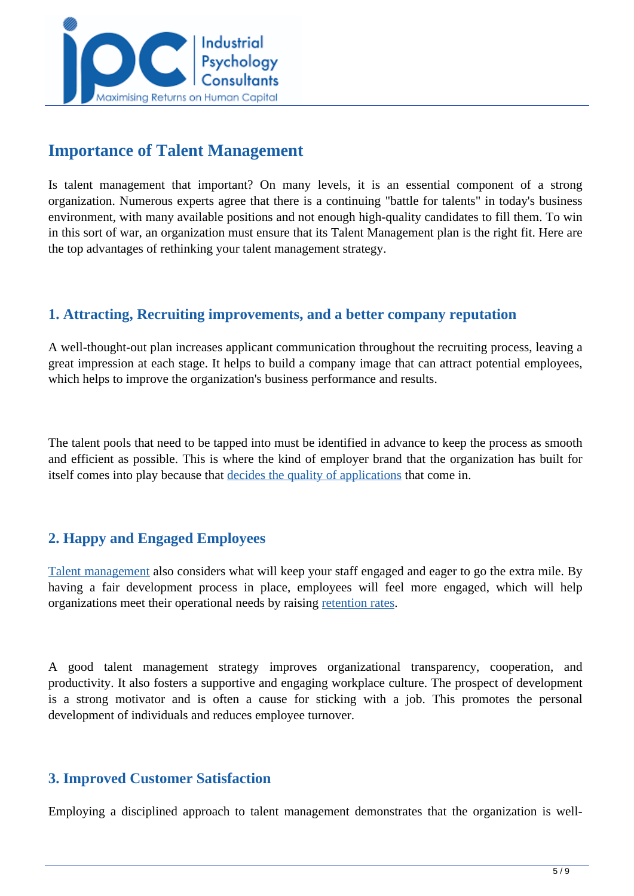## Importance of Talent Management

Is talent management that important? On many levels, it is an essential component of a strong organization. Numerous experts agree that there is a continuing "battle for talents" in today's business environment, with many available positions and not enough high-quality candidates to fill them. To win in this sort of war, an organization must ensure that its Talent Management plan is the right fit. Here are the top advantages of rethinking your talent management strategy.

### 1. Attracting, Recruiting improvements, and a better company reputation

A well-thought-out plan increases applicant communication throughout the recruiting process, leaving a great impression at each stage. It helps to build a company image that can attract potential employees, which helps to improve the organization's business performance and results.

The talent pools that need to be tapped into must be identified in advance to keep the process as smooth and efficient as possible. This is where the kind of employer brand that the organization has built for itself comes into play because that decides the quality of applications that come in.

### 2. Happy and Engaged Employees

Talent management also considers what will keep your staff engaged and eager to go the extra mile. By having a fair development process in place, employees will feel more engaged, which will help organizations meet their operational needs by raising retention rates.

A good talent management strategy improves organizational transparency, cooperation, and productivity. It also fosters a supportive and engaging workplace culture. The prospect of development is a strong motivator and is often a cause for sticking with a job. This promotes the personal development of individuals and reduces employee turnover.

### 3. Improved Customer Satisfaction

Employing a disciplined approach to talent management demonstrates that the organization is well-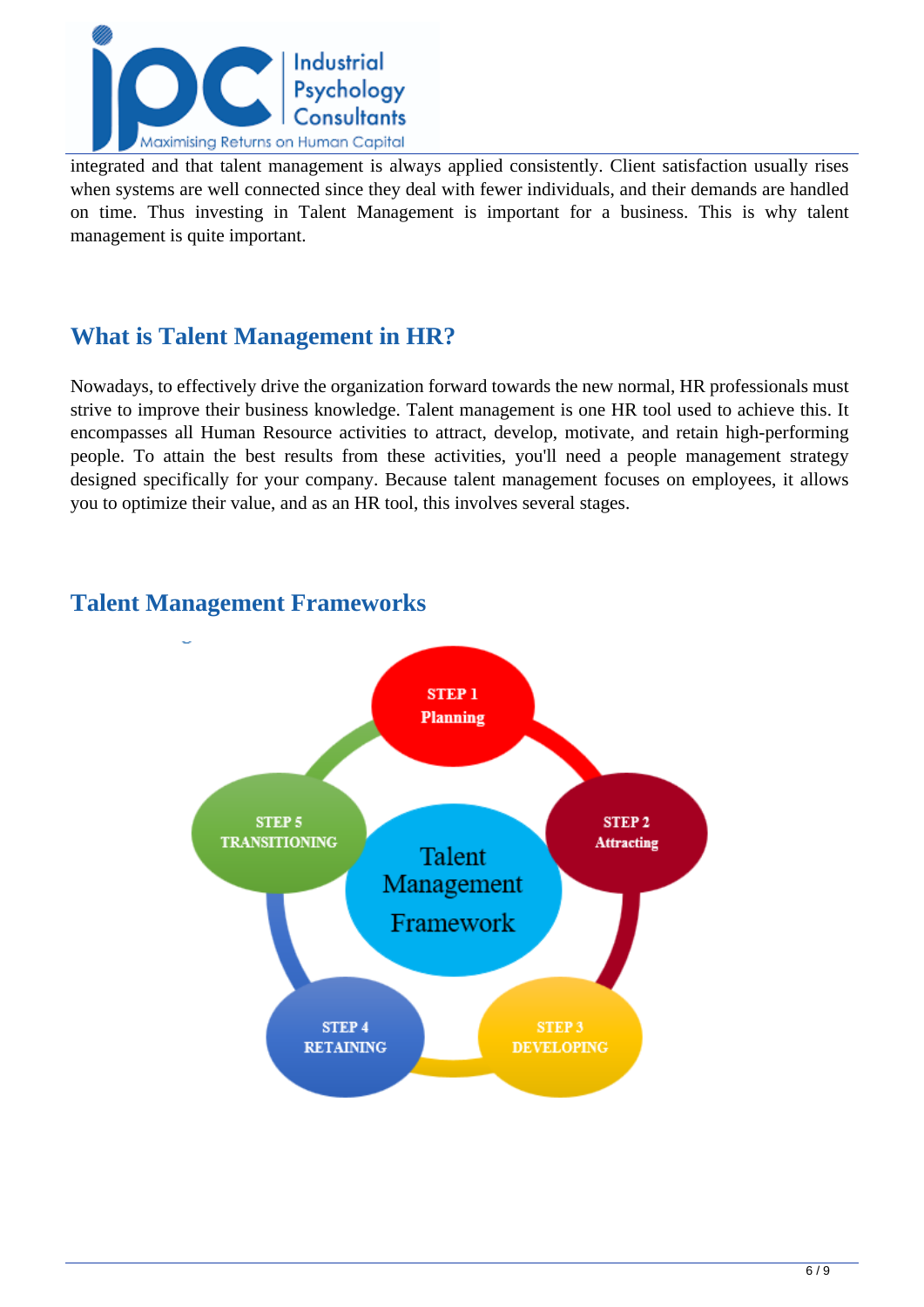integrated and that talent management is always applied consistently. Client satisfaction usually rises when systems are well connected since they deal with fewer individuals, and their demands are handled on time. Thus investing in Talent Management is important for a business. This is why talent management is quite important.

## What is Talent Management in HR?

Nowadays, to effectively drive the organization forward towards the new normal, HR professionals must strive to improve their business knowledge. Talent management is one HR tool used to achieve this. It encompasses all Human Resource activities to attract, develop, motivate, and retain high-performing people. To attain the best results from these activities, you'll need a people management strategy designed specifically for your company. Because talent management focuses on employees, it allows you to optimize their value, and as an HR tool, this involves several stages.

## Talent Management Frameworks

Talent Management Framework

- STEP 1 Planning
- STEP 2 Attracting
- STEP 3 DEVELOPING
- STEP 4 RETAINING
- STEP 5 TRANSITIONING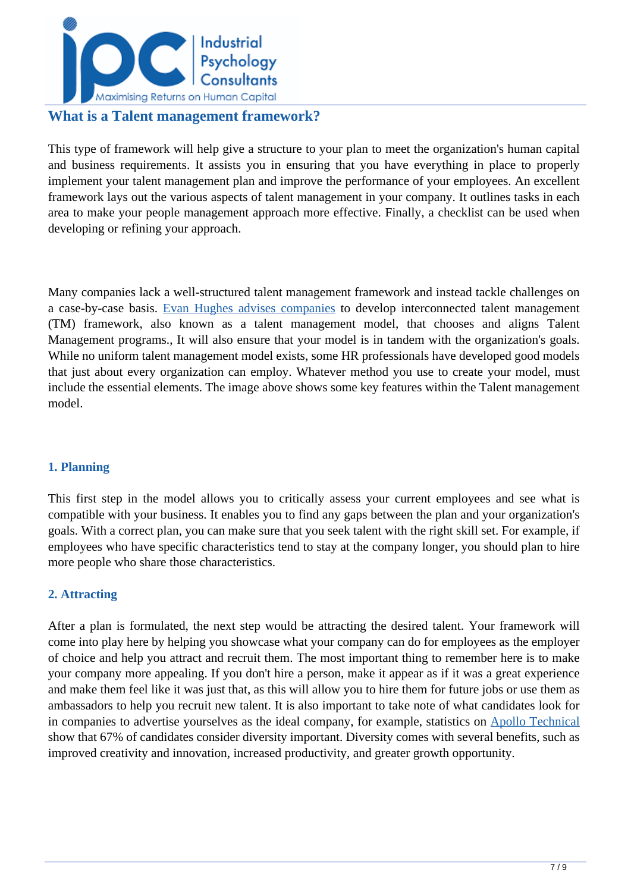## What is a Talent management framework?

This type of framework will help give a structure to your plan to meet the organization's human capital and business requirements. It assists you in ensuring that you have everything in place to properly implement your talent management plan and improve the performance of your employees. An excellent framework lays out the various aspects of talent management in your company. It outlines tasks in each area to make your people management approach more effective. Finally, a checklist can be used when developing or refining your approach.

Many companies lack a well-structured talent management framework and instead tackle challenges on a case-by-case basis. Evan Hughes advises companies to develop interconnected talent management (TM) framework, also known as a talent management model, that chooses and aligns Talent Management programs., It will also ensure that your model is in tandem with the organization's goals. While no uniform talent management model exists, some HR professionals have developed good models that just about every organization can employ. Whatever method you use to create your model, must include the essential elements. The image above shows some key features within the Talent management model.

### 1. Planning

This first step in the model allows you to critically assess your current employees and see what is compatible with your business. It enables you to find any gaps between the plan and your organization's goals. With a correct plan, you can make sure that you seek talent with the right skill set. For example, if employees who have specific characteristics tend to stay at the company longer, you should plan to hire more people who share those characteristics.

### 2. Attracting

After a plan is formulated, the next step would be attracting the desired talent. Your framework will come into play here by helping you showcase what your company can do for employees as the employer of choice and help you attract and recruit them. The most important thing to remember here is to make your company more appealing. If you don't hire a person, make it appear as if it was a great experience and make them feel like it was just that, as this will allow you to hire them for future jobs or use them as ambassadors to help you recruit new talent. It is also important to take note of what candidates look for in companies to advertise yourselves as the ideal company, for example, statistics on Apollo Technical show that 67% of candidates consider diversity important. Diversity comes with several benefits, such as improved creativity and innovation, increased productivity, and greater growth opportunity.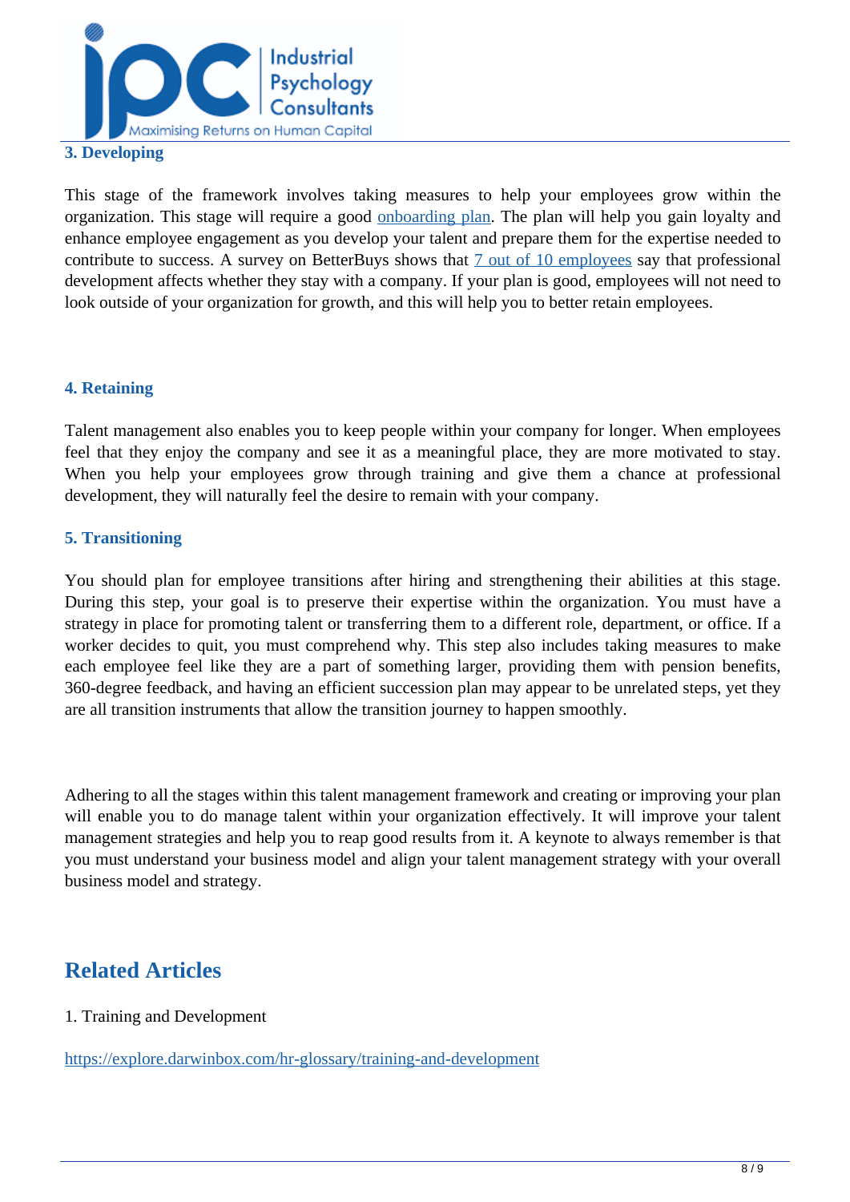### 3. Developing

This stage of the framework involves taking measures to help your employees grow within the organization. This stage will require a good onboarding plan. The plan will help you gain loyalty and enhance employee engagement as you develop your talent and prepare them for the expertise needed to contribute to success. A survey on BetterBuys shows that 7 out of 10 employees say that professional development affects whether they stay with a company. If your plan is good, employees will not need to look outside of your organization for growth, and this will help you to better retain employees.

### 4. Retaining

Talent management also enables you to keep people within your company for longer. When employees feel that they enjoy the company and see it as a meaningful place, they are more motivated to stay. When you help your employees grow through training and give them a chance at professional development, they will naturally feel the desire to remain with your company.

### 5. Transitioning

You should plan for employee transitions after hiring and strengthening their abilities at this stage. During this step, your goal is to preserve their expertise within the organization. You must have a strategy in place for promoting talent or transferring them to a different role, department, or office. If a worker decides to quit, you must comprehend why. This step also includes taking measures to make each employee feel like they are a part of something larger, providing them with pension benefits, 360-degree feedback, and having an efficient succession plan may appear to be unrelated steps, yet they are all transition instruments that allow the transition journey to happen smoothly.

Adhering to all the stages within this talent management framework and creating or improving your plan will enable you to do manage talent within your organization effectively. It will improve your talent management strategies and help you to reap good results from it. A keynote to always remember is that you must understand your business model and align your talent management strategy with your overall business model and strategy.

## Related Articles

1. Training and Development

https://explore.darwinbox.com/hr-glossary/training-and-development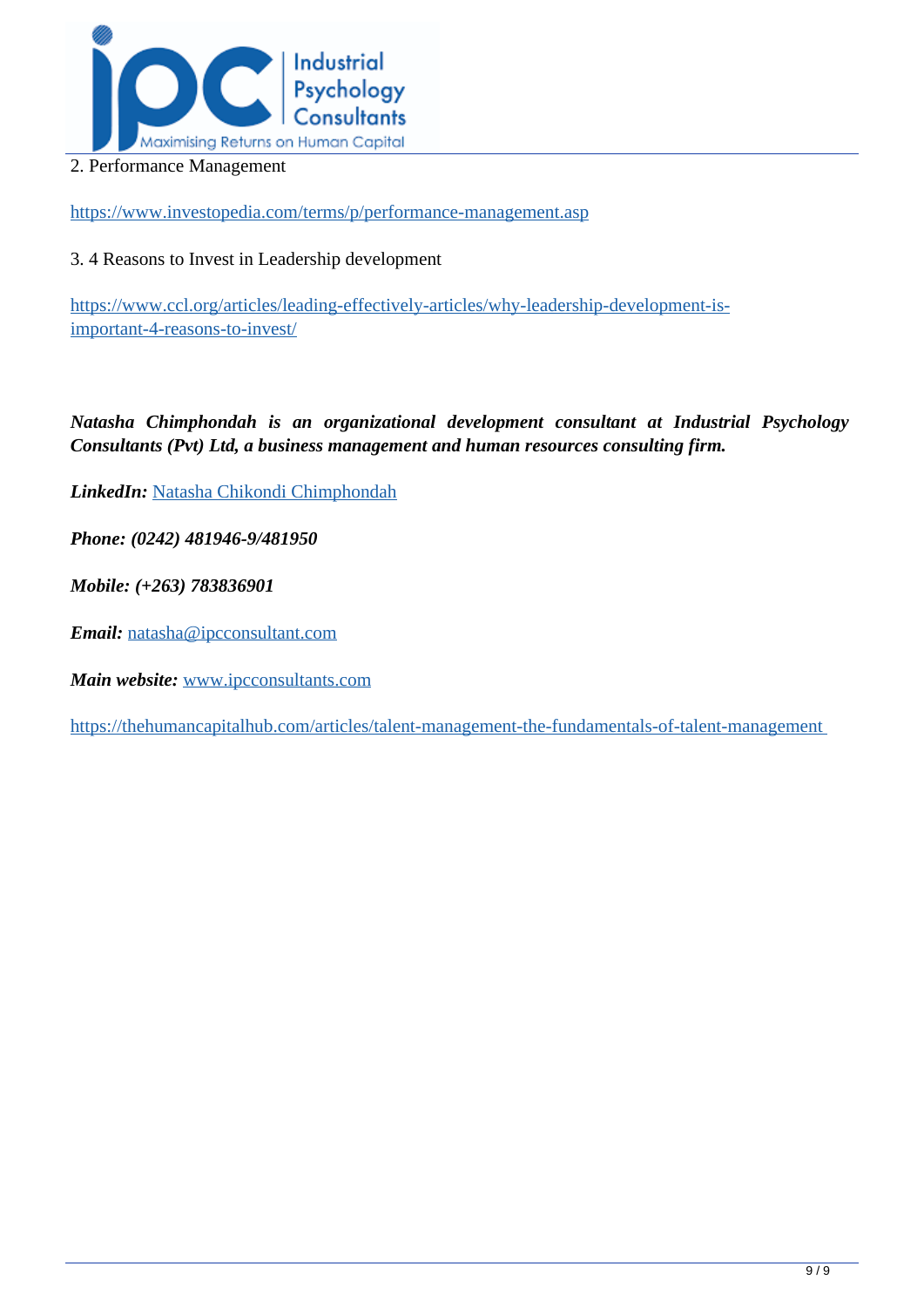2. Performance Management

https://www.investopedia.com/terms/p/performance-management.asp

3. 4 Reasons to Invest in Leadership development

https://www.ccl.org/articles/leading-effectively-articles/why-leadership-development-is-important-4-reasons-to-invest/

***Natasha Chimphondah is an organizational development consultant at Industrial Psychology Consultants (Pvt) Ltd, a business management and human resources consulting firm.***

***LinkedIn:*** Natasha Chikondi Chimphondah

***Phone: (0242) 481946-9/481950***

***Mobile: (+263) 783836901***

***Email:*** natasha@ipcconsultant.com

***Main website:*** www.ipcconsultants.com

https://thehumancapitalhub.com/articles/talent-management-the-fundamentals-of-talent-management